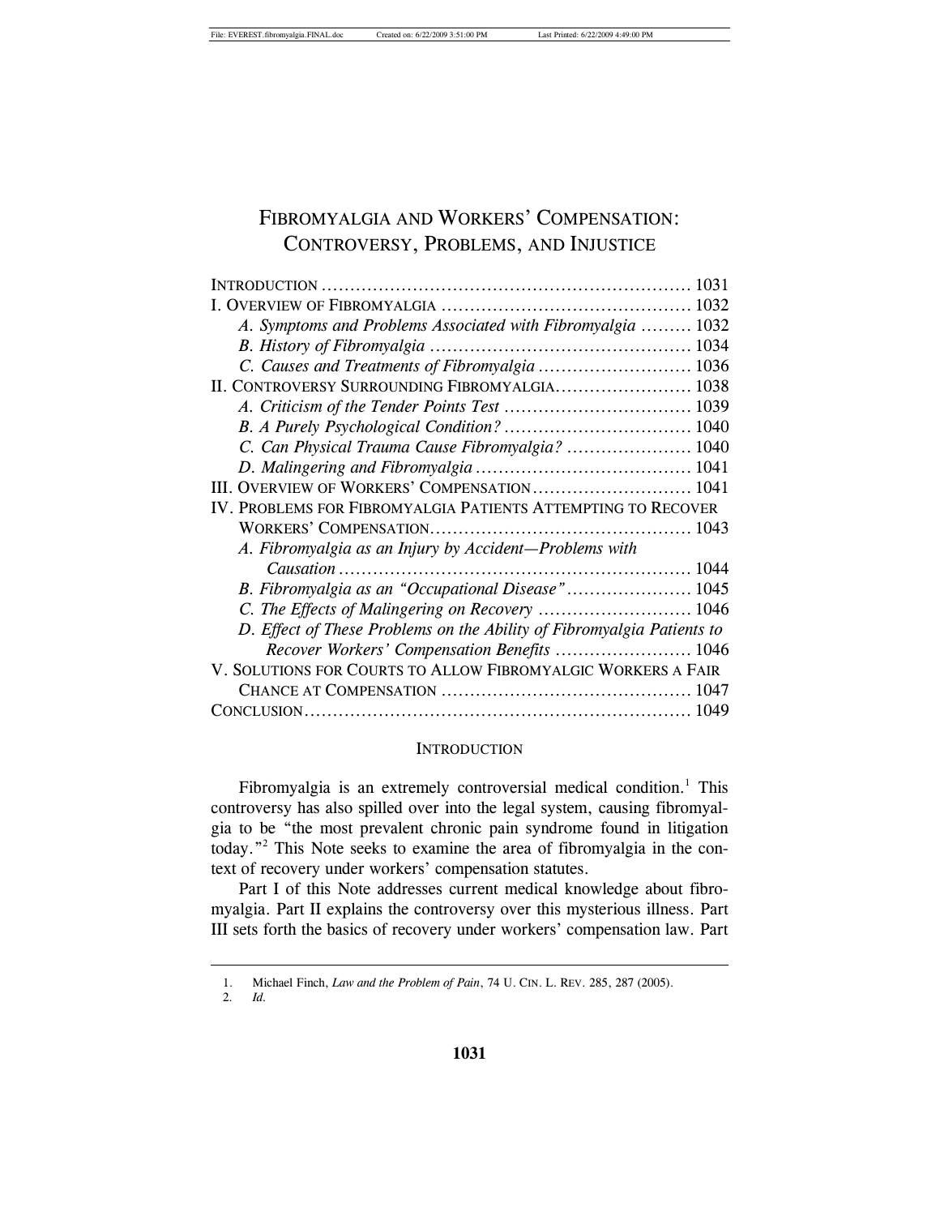# Fibromyalgia and Workers' Compensation: Controversy, Problems, and Injustice

| | |
|---|---|
| INTRODUCTION | 1031 |
| I. OVERVIEW OF FIBROMYALGIA | 1032 |
| *A. Symptoms and Problems Associated with Fibromyalgia* | 1032 |
| *B. History of Fibromyalgia* | 1034 |
| *C. Causes and Treatments of Fibromyalgia* | 1036 |
| II. CONTROVERSY SURROUNDING FIBROMYALGIA | 1038 |
| *A. Criticism of the Tender Points Test* | 1039 |
| *B. A Purely Psychological Condition?* | 1040 |
| *C. Can Physical Trauma Cause Fibromyalgia?* | 1040 |
| *D. Malingering and Fibromyalgia* | 1041 |
| III. OVERVIEW OF WORKERS' COMPENSATION | 1041 |
| IV. PROBLEMS FOR FIBROMYALGIA PATIENTS ATTEMPTING TO RECOVER WORKERS' COMPENSATION | 1043 |
| *A. Fibromyalgia as an Injury by Accident—Problems with Causation* | 1044 |
| *B. Fibromyalgia as an "Occupational Disease"* | 1045 |
| *C. The Effects of Malingering on Recovery* | 1046 |
| *D. Effect of These Problems on the Ability of Fibromyalgia Patients to Recover Workers' Compensation Benefits* | 1046 |
| V. SOLUTIONS FOR COURTS TO ALLOW FIBROMYALGIC WORKERS A FAIR CHANCE AT COMPENSATION | 1047 |
| CONCLUSION | 1049 |

## Introduction

Fibromyalgia is an extremely controversial medical condition.[1] This controversy has also spilled over into the legal system, causing fibromyalgia to be "the most prevalent chronic pain syndrome found in litigation today."[2] This Note seeks to examine the area of fibromyalgia in the context of recovery under workers' compensation statutes.

Part I of this Note addresses current medical knowledge about fibromyalgia. Part II explains the controversy over this mysterious illness. Part III sets forth the basics of recovery under workers' compensation law. Part

---

1. Michael Finch, *Law and the Problem of Pain*, 74 U. CIN. L. REV. 285, 287 (2005).
2. *Id.*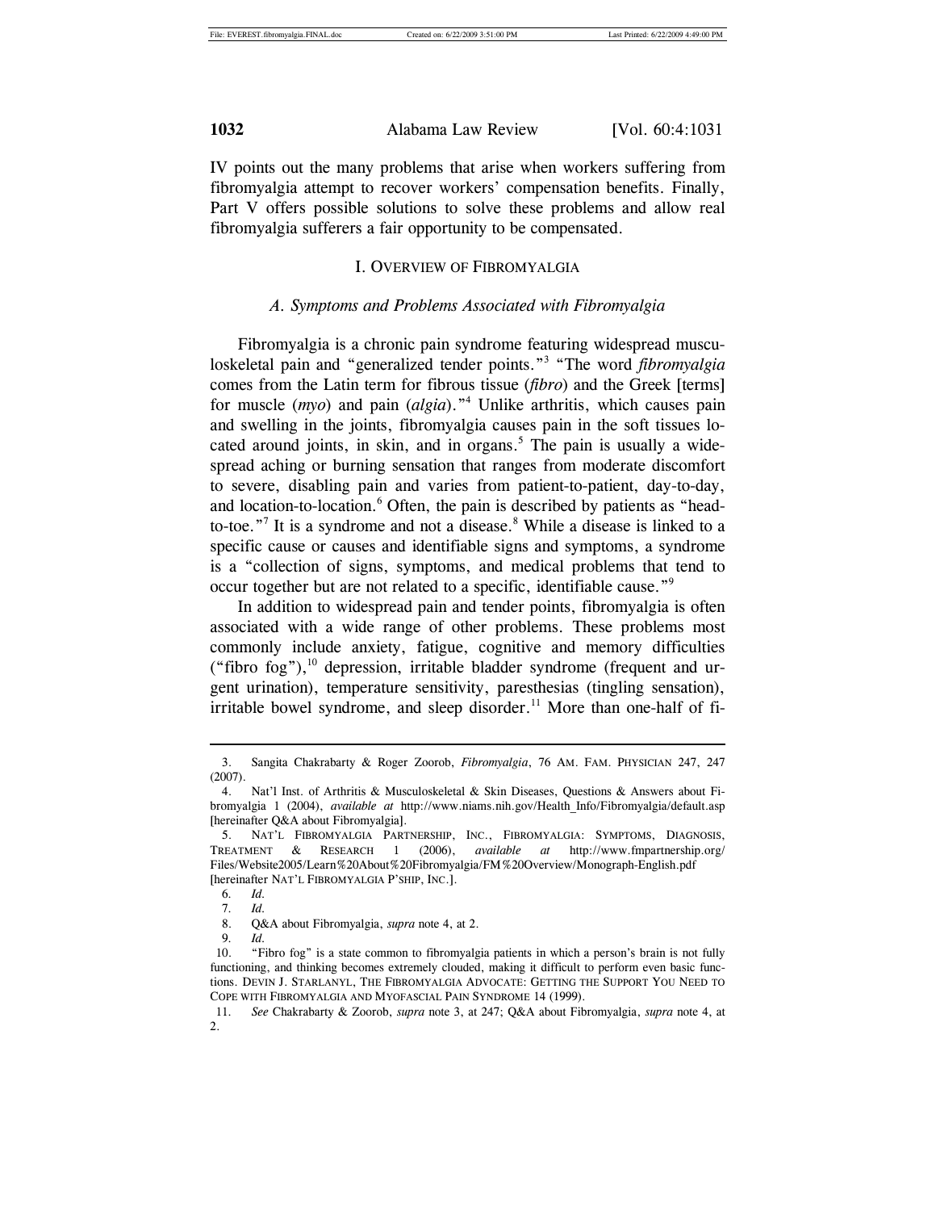IV points out the many problems that arise when workers suffering from fibromyalgia attempt to recover workers' compensation benefits. Finally, Part V offers possible solutions to solve these problems and allow real fibromyalgia sufferers a fair opportunity to be compensated.

## I. OVERVIEW OF FIBROMYALGIA

### *A. Symptoms and Problems Associated with Fibromyalgia*

Fibromyalgia is a chronic pain syndrome featuring widespread musculoskeletal pain and "generalized tender points."[3] "The word *fibromyalgia* comes from the Latin term for fibrous tissue (*fibro*) and the Greek [terms] for muscle (*myo*) and pain (*algia*)."[4] Unlike arthritis, which causes pain and swelling in the joints, fibromyalgia causes pain in the soft tissues located around joints, in skin, and in organs.[5] The pain is usually a widespread aching or burning sensation that ranges from moderate discomfort to severe, disabling pain and varies from patient-to-patient, day-to-day, and location-to-location.[6] Often, the pain is described by patients as "head-to-toe."[7] It is a syndrome and not a disease.[8] While a disease is linked to a specific cause or causes and identifiable signs and symptoms, a syndrome is a "collection of signs, symptoms, and medical problems that tend to occur together but are not related to a specific, identifiable cause."[9]

In addition to widespread pain and tender points, fibromyalgia is often associated with a wide range of other problems. These problems most commonly include anxiety, fatigue, cognitive and memory difficulties ("fibro fog"),[10] depression, irritable bladder syndrome (frequent and urgent urination), temperature sensitivity, paresthesias (tingling sensation), irritable bowel syndrome, and sleep disorder.[11] More than one-half of fi-

---

3. Sangita Chakrabarty & Roger Zoorob, *Fibromyalgia*, 76 AM. FAM. PHYSICIAN 247, 247 (2007).

4. Nat'l Inst. of Arthritis & Musculoskeletal & Skin Diseases, Questions & Answers about Fibromyalgia 1 (2004), *available at* http://www.niams.nih.gov/Health_Info/Fibromyalgia/default.asp [hereinafter Q&A about Fibromyalgia].

5. NAT'L FIBROMYALGIA PARTNERSHIP, INC., FIBROMYALGIA: SYMPTOMS, DIAGNOSIS, TREATMENT & RESEARCH 1 (2006), *available at* http://www.fmpartnership.org/Files/Website2005/Learn%20About%20Fibromyalgia/FM%20Overview/Monograph-English.pdf [hereinafter NAT'L FIBROMYALGIA P'SHIP, INC.].

6. *Id.*

7. *Id.*

8. Q&A about Fibromyalgia, *supra* note 4, at 2.

9. *Id.*

10. "Fibro fog" is a state common to fibromyalgia patients in which a person's brain is not fully functioning, and thinking becomes extremely clouded, making it difficult to perform even basic functions. DEVIN J. STARLANYL, THE FIBROMYALGIA ADVOCATE: GETTING THE SUPPORT YOU NEED TO COPE WITH FIBROMYALGIA AND MYOFASCIAL PAIN SYNDROME 14 (1999).

11. *See* Chakrabarty & Zoorob, *supra* note 3, at 247; Q&A about Fibromyalgia, *supra* note 4, at 2.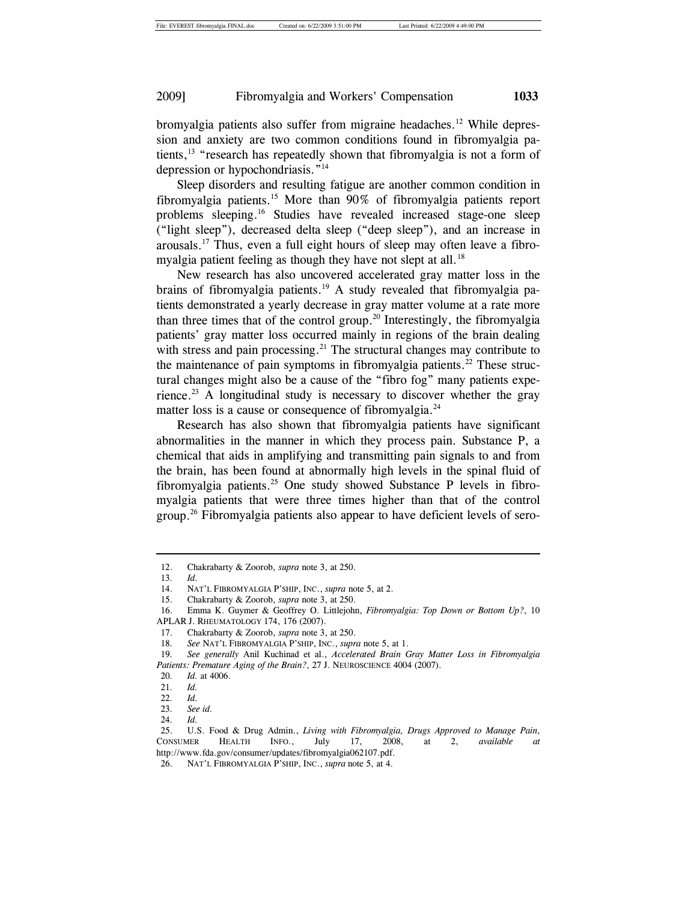bromyalgia patients also suffer from migraine headaches.[12] While depression and anxiety are two common conditions found in fibromyalgia patients,[13] "research has repeatedly shown that fibromyalgia is not a form of depression or hypochondriasis."[14]

Sleep disorders and resulting fatigue are another common condition in fibromyalgia patients.[15] More than 90% of fibromyalgia patients report problems sleeping.[16] Studies have revealed increased stage-one sleep ("light sleep"), decreased delta sleep ("deep sleep"), and an increase in arousals.[17] Thus, even a full eight hours of sleep may often leave a fibromyalgia patient feeling as though they have not slept at all.[18]

New research has also uncovered accelerated gray matter loss in the brains of fibromyalgia patients.[19] A study revealed that fibromyalgia patients demonstrated a yearly decrease in gray matter volume at a rate more than three times that of the control group.[20] Interestingly, the fibromyalgia patients' gray matter loss occurred mainly in regions of the brain dealing with stress and pain processing.[21] The structural changes may contribute to the maintenance of pain symptoms in fibromyalgia patients.[22] These structural changes might also be a cause of the "fibro fog" many patients experience.[23] A longitudinal study is necessary to discover whether the gray matter loss is a cause or consequence of fibromyalgia.[24]

Research has also shown that fibromyalgia patients have significant abnormalities in the manner in which they process pain. Substance P, a chemical that aids in amplifying and transmitting pain signals to and from the brain, has been found at abnormally high levels in the spinal fluid of fibromyalgia patients.[25] One study showed Substance P levels in fibromyalgia patients that were three times higher than that of the control group.[26] Fibromyalgia patients also appear to have deficient levels of sero-

---

12. Chakrabarty & Zoorob, *supra* note 3, at 250.
13. *Id.*
14. NAT'L FIBROMYALGIA P'SHIP, INC., *supra* note 5, at 2.
15. Chakrabarty & Zoorob, *supra* note 3, at 250.
16. Emma K. Guymer & Geoffrey O. Littlejohn, *Fibromyalgia: Top Down or Bottom Up?*, 10 APLAR J. RHEUMATOLOGY 174, 176 (2007).
17. Chakrabarty & Zoorob, *supra* note 3, at 250.
18. *See* NAT'L FIBROMYALGIA P'SHIP, INC., *supra* note 5, at 1.
19. *See generally* Anil Kuchinad et al., *Accelerated Brain Gray Matter Loss in Fibromyalgia Patients: Premature Aging of the Brain?*, 27 J. NEUROSCIENCE 4004 (2007).
20. *Id.* at 4006.
21. *Id.*
22. *Id.*
23. *See id.*
24. *Id.*
25. U.S. Food & Drug Admin., *Living with Fibromyalgia, Drugs Approved to Manage Pain*, CONSUMER HEALTH INFO., July 17, 2008, at 2, *available at* http://www.fda.gov/consumer/updates/fibromyalgia062107.pdf.
26. NAT'L FIBROMYALGIA P'SHIP, INC., *supra* note 5, at 4.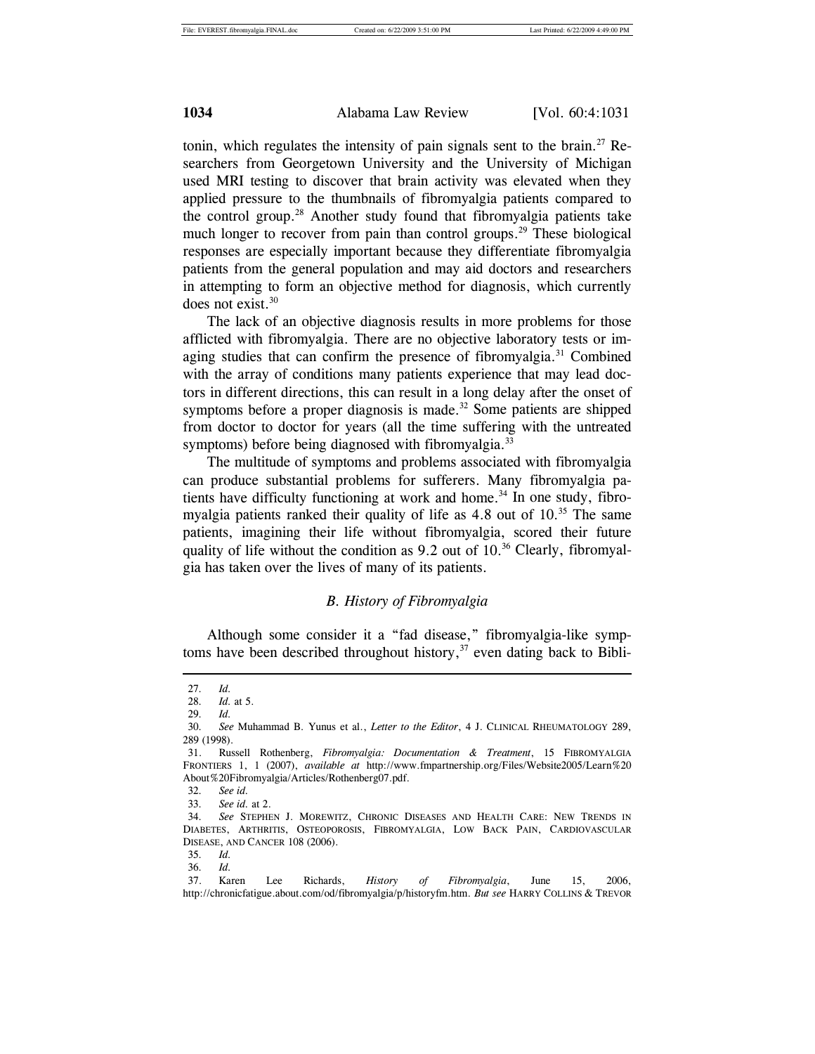tonin, which regulates the intensity of pain signals sent to the brain.[27] Researchers from Georgetown University and the University of Michigan used MRI testing to discover that brain activity was elevated when they applied pressure to the thumbnails of fibromyalgia patients compared to the control group.[28] Another study found that fibromyalgia patients take much longer to recover from pain than control groups.[29] These biological responses are especially important because they differentiate fibromyalgia patients from the general population and may aid doctors and researchers in attempting to form an objective method for diagnosis, which currently does not exist.[30]

The lack of an objective diagnosis results in more problems for those afflicted with fibromyalgia. There are no objective laboratory tests or imaging studies that can confirm the presence of fibromyalgia.[31] Combined with the array of conditions many patients experience that may lead doctors in different directions, this can result in a long delay after the onset of symptoms before a proper diagnosis is made.[32] Some patients are shipped from doctor to doctor for years (all the time suffering with the untreated symptoms) before being diagnosed with fibromyalgia.[33]

The multitude of symptoms and problems associated with fibromyalgia can produce substantial problems for sufferers. Many fibromyalgia patients have difficulty functioning at work and home.[34] In one study, fibromyalgia patients ranked their quality of life as 4.8 out of 10.[35] The same patients, imagining their life without fibromyalgia, scored their future quality of life without the condition as 9.2 out of 10.[36] Clearly, fibromyalgia has taken over the lives of many of its patients.

### *B. History of Fibromyalgia*

Although some consider it a "fad disease," fibromyalgia-like symptoms have been described throughout history,[37] even dating back to Bibli-

---

27. *Id.*

28. *Id.* at 5.

29. *Id.*

30. *See* Muhammad B. Yunus et al., *Letter to the Editor*, 4 J. CLINICAL RHEUMATOLOGY 289, 289 (1998).

31. Russell Rothenberg, *Fibromyalgia: Documentation & Treatment*, 15 FIBROMYALGIA FRONTIERS 1, 1 (2007), *available at* http://www.fmpartnership.org/Files/Website2005/Learn%20About%20Fibromyalgia/Articles/Rothenberg07.pdf.

32. *See id.*

33. *See id.* at 2.

34. *See* STEPHEN J. MOREWITZ, CHRONIC DISEASES AND HEALTH CARE: NEW TRENDS IN DIABETES, ARTHRITIS, OSTEOPOROSIS, FIBROMYALGIA, LOW BACK PAIN, CARDIOVASCULAR DISEASE, AND CANCER 108 (2006).

35. *Id.*

36. *Id.*

37. Karen Lee Richards, *History of Fibromyalgia*, June 15, 2006, http://chronicfatigue.about.com/od/fibromyalgia/p/historyfm.htm. *But see* HARRY COLLINS & TREVOR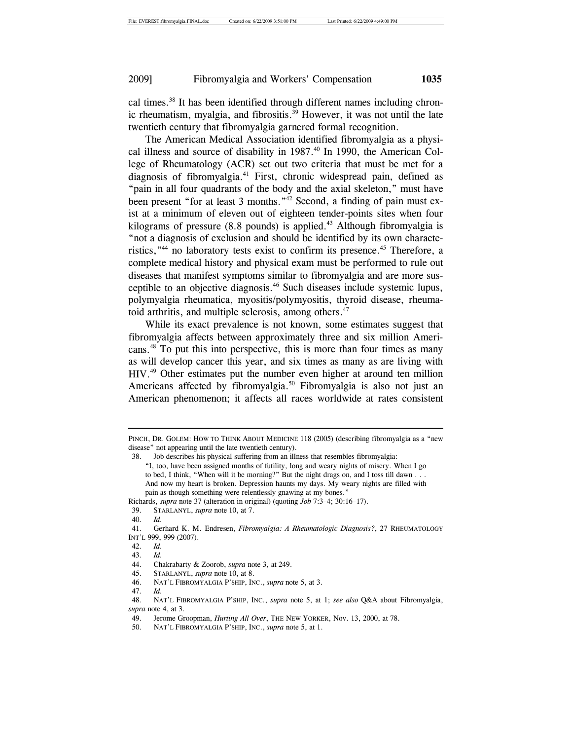cal times.[38] It has been identified through different names including chronic rheumatism, myalgia, and fibrositis.[39] However, it was not until the late twentieth century that fibromyalgia garnered formal recognition.

The American Medical Association identified fibromyalgia as a physical illness and source of disability in 1987.[40] In 1990, the American College of Rheumatology (ACR) set out two criteria that must be met for a diagnosis of fibromyalgia.[41] First, chronic widespread pain, defined as "pain in all four quadrants of the body and the axial skeleton," must have been present "for at least 3 months."[42] Second, a finding of pain must exist at a minimum of eleven out of eighteen tender-points sites when four kilograms of pressure (8.8 pounds) is applied.[43] Although fibromyalgia is "not a diagnosis of exclusion and should be identified by its own characteristics,"[44] no laboratory tests exist to confirm its presence.[45] Therefore, a complete medical history and physical exam must be performed to rule out diseases that manifest symptoms similar to fibromyalgia and are more susceptible to an objective diagnosis.[46] Such diseases include systemic lupus, polymyalgia rheumatica, myositis/polymyositis, thyroid disease, rheumatoid arthritis, and multiple sclerosis, among others.[47]

While its exact prevalence is not known, some estimates suggest that fibromyalgia affects between approximately three and six million Americans.[48] To put this into perspective, this is more than four times as many as will develop cancer this year, and six times as many as are living with HIV.[49] Other estimates put the number even higher at around ten million Americans affected by fibromyalgia.[50] Fibromyalgia is also not just an American phenomenon; it affects all races worldwide at rates consistent

---

PINCH, DR. GOLEM: HOW TO THINK ABOUT MEDICINE 118 (2005) (describing fibromyalgia as a "new disease" not appearing until the late twentieth century).

38. Job describes his physical suffering from an illness that resembles fibromyalgia:

> "I, too, have been assigned months of futility, long and weary nights of misery. When I go to bed, I think, "When will it be morning?" But the night drags on, and I toss till dawn . . . And now my heart is broken. Depression haunts my days. My weary nights are filled with pain as though something were relentlessly gnawing at my bones."

Richards, *supra* note 37 (alteration in original) (quoting *Job* 7:3–4; 30:16–17).

39. STARLANYL, *supra* note 10, at 7.

40. *Id.*

41. Gerhard K. M. Endresen, *Fibromyalgia: A Rheumatologic Diagnosis?*, 27 RHEUMATOLOGY INT'L 999, 999 (2007).

42. *Id.*

43. *Id.*

44. Chakrabarty & Zoorob, *supra* note 3, at 249.

45. STARLANYL, *supra* note 10, at 8.

46. NAT'L FIBROMYALGIA P'SHIP, INC., *supra* note 5, at 3.

47. *Id.*

48. NAT'L FIBROMYALGIA P'SHIP, INC., *supra* note 5, at 1; *see also* Q&A about Fibromyalgia, *supra* note 4, at 3.

49. Jerome Groopman, *Hurting All Over*, THE NEW YORKER, Nov. 13, 2000, at 78.

50. NAT'L FIBROMYALGIA P'SHIP, INC., *supra* note 5, at 1.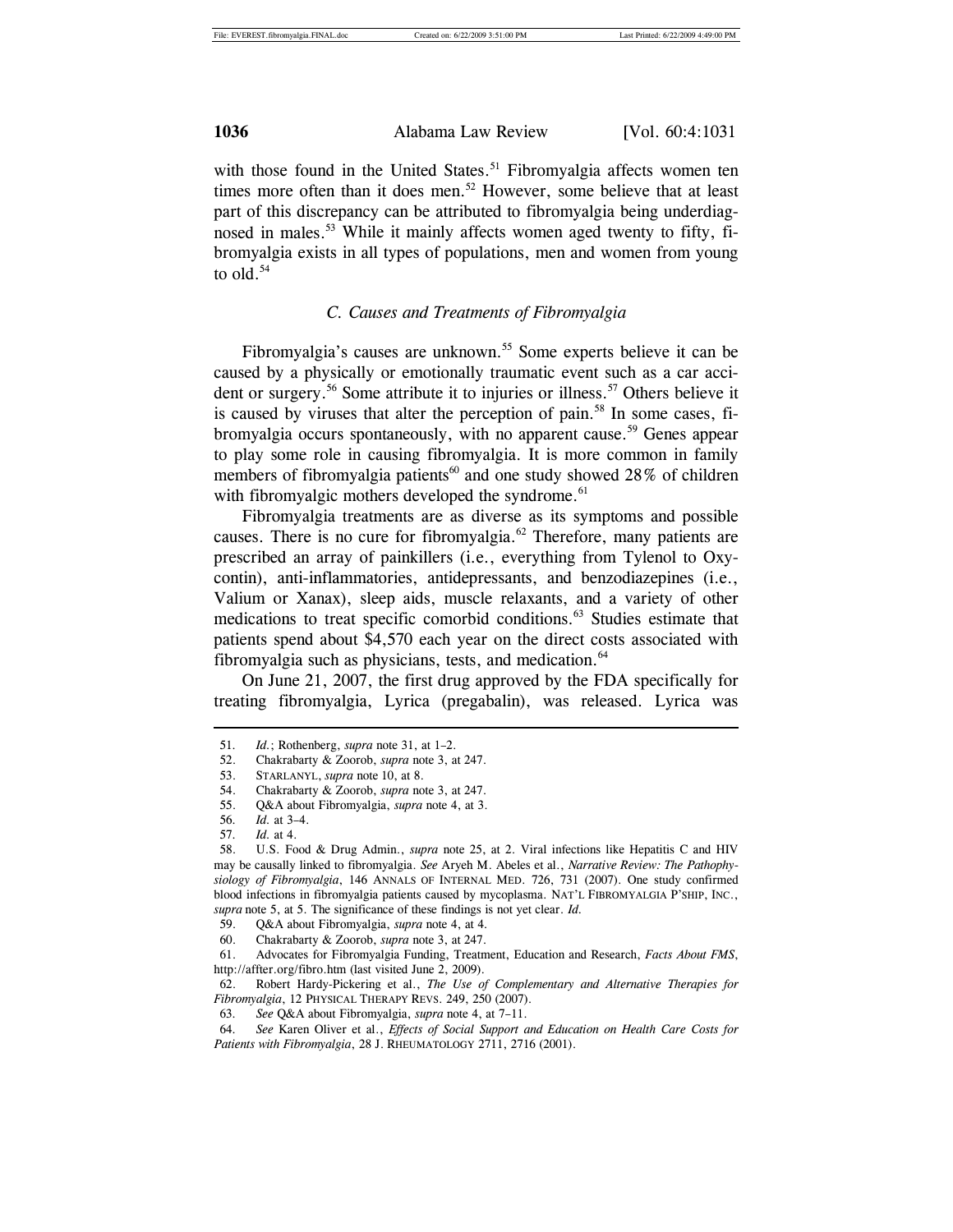with those found in the United States.[51] Fibromyalgia affects women ten times more often than it does men.[52] However, some believe that at least part of this discrepancy can be attributed to fibromyalgia being underdiagnosed in males.[53] While it mainly affects women aged twenty to fifty, fibromyalgia exists in all types of populations, men and women from young to old.[54]

### *C. Causes and Treatments of Fibromyalgia*

Fibromyalgia's causes are unknown.[55] Some experts believe it can be caused by a physically or emotionally traumatic event such as a car accident or surgery.[56] Some attribute it to injuries or illness.[57] Others believe it is caused by viruses that alter the perception of pain.[58] In some cases, fibromyalgia occurs spontaneously, with no apparent cause.[59] Genes appear to play some role in causing fibromyalgia. It is more common in family members of fibromyalgia patients[60] and one study showed 28% of children with fibromyalgic mothers developed the syndrome.[61]

Fibromyalgia treatments are as diverse as its symptoms and possible causes. There is no cure for fibromyalgia.[62] Therefore, many patients are prescribed an array of painkillers (i.e., everything from Tylenol to Oxycontin), anti-inflammatories, antidepressants, and benzodiazepines (i.e., Valium or Xanax), sleep aids, muscle relaxants, and a variety of other medications to treat specific comorbid conditions.[63] Studies estimate that patients spend about $4,570 each year on the direct costs associated with fibromyalgia such as physicians, tests, and medication.[64]

On June 21, 2007, the first drug approved by the FDA specifically for treating fibromyalgia, Lyrica (pregabalin), was released. Lyrica was

---

51. *Id.*; Rothenberg, *supra* note 31, at 1–2.
52. Chakrabarty & Zoorob, *supra* note 3, at 247.
53. STARLANYL, *supra* note 10, at 8.
54. Chakrabarty & Zoorob, *supra* note 3, at 247.
55. Q&A about Fibromyalgia, *supra* note 4, at 3.
56. *Id.* at 3–4.
57. *Id.* at 4.
58. U.S. Food & Drug Admin., *supra* note 25, at 2. Viral infections like Hepatitis C and HIV may be causally linked to fibromyalgia. *See* Aryeh M. Abeles et al., *Narrative Review: The Pathophysiology of Fibromyalgia*, 146 ANNALS OF INTERNAL MED. 726, 731 (2007). One study confirmed blood infections in fibromyalgia patients caused by mycoplasma. NAT'L FIBROMYALGIA P'SHIP, INC., *supra* note 5, at 5. The significance of these findings is not yet clear. *Id.*
59. Q&A about Fibromyalgia, *supra* note 4, at 4.
60. Chakrabarty & Zoorob, *supra* note 3, at 247.
61. Advocates for Fibromyalgia Funding, Treatment, Education and Research, *Facts About FMS*, http://affter.org/fibro.htm (last visited June 2, 2009).
62. Robert Hardy-Pickering et al., *The Use of Complementary and Alternative Therapies for Fibromyalgia*, 12 PHYSICAL THERAPY REVS. 249, 250 (2007).
63. *See* Q&A about Fibromyalgia, *supra* note 4, at 7–11.
64. *See* Karen Oliver et al., *Effects of Social Support and Education on Health Care Costs for Patients with Fibromyalgia*, 28 J. RHEUMATOLOGY 2711, 2716 (2001).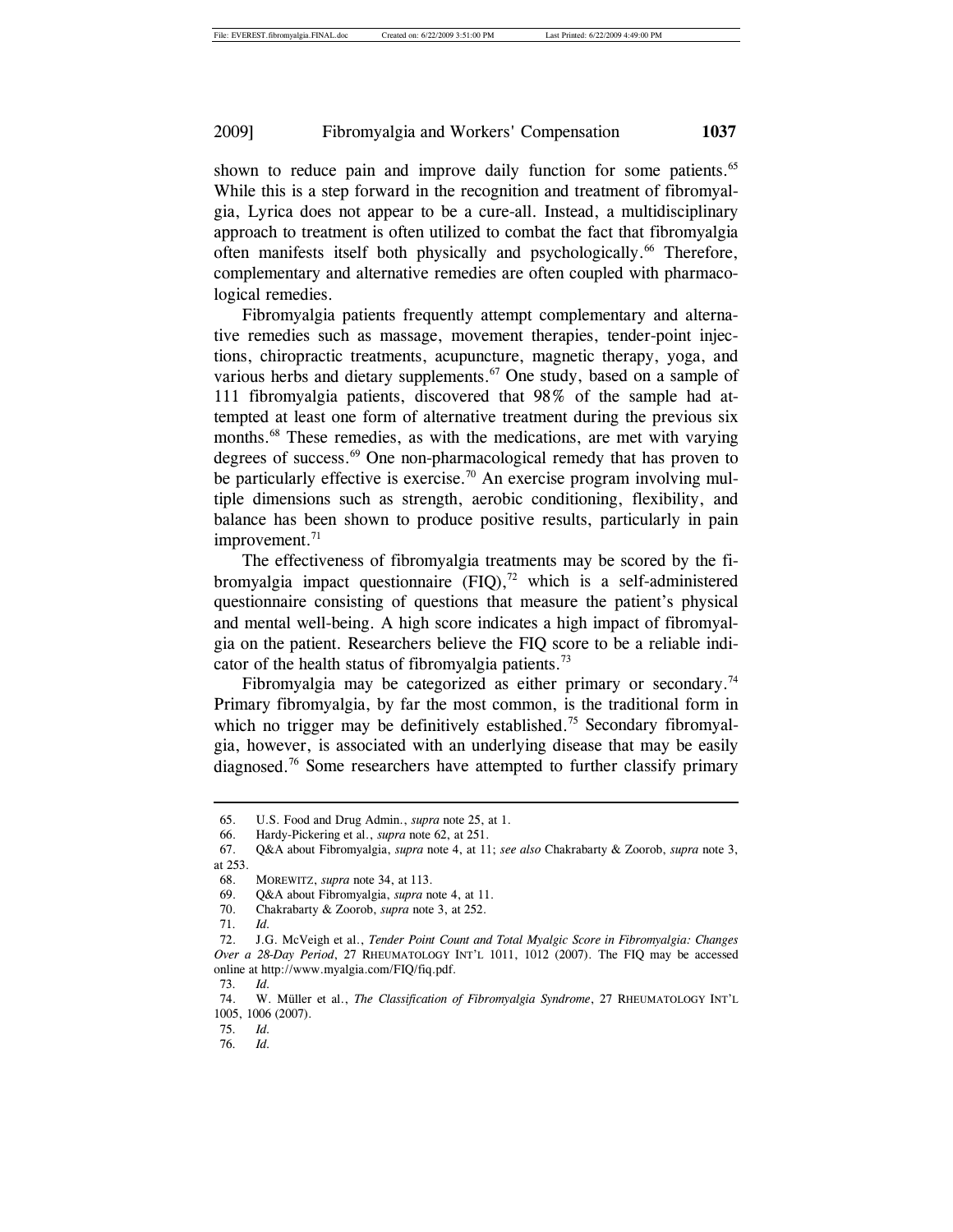shown to reduce pain and improve daily function for some patients.[65] While this is a step forward in the recognition and treatment of fibromyalgia, Lyrica does not appear to be a cure-all. Instead, a multidisciplinary approach to treatment is often utilized to combat the fact that fibromyalgia often manifests itself both physically and psychologically.[66] Therefore, complementary and alternative remedies are often coupled with pharmacological remedies.

Fibromyalgia patients frequently attempt complementary and alternative remedies such as massage, movement therapies, tender-point injections, chiropractic treatments, acupuncture, magnetic therapy, yoga, and various herbs and dietary supplements.[67] One study, based on a sample of 111 fibromyalgia patients, discovered that 98% of the sample had attempted at least one form of alternative treatment during the previous six months.[68] These remedies, as with the medications, are met with varying degrees of success.[69] One non-pharmacological remedy that has proven to be particularly effective is exercise.[70] An exercise program involving multiple dimensions such as strength, aerobic conditioning, flexibility, and balance has been shown to produce positive results, particularly in pain improvement.[71]

The effectiveness of fibromyalgia treatments may be scored by the fibromyalgia impact questionnaire (FIQ),[72] which is a self-administered questionnaire consisting of questions that measure the patient's physical and mental well-being. A high score indicates a high impact of fibromyalgia on the patient. Researchers believe the FIQ score to be a reliable indicator of the health status of fibromyalgia patients.[73]

Fibromyalgia may be categorized as either primary or secondary.[74] Primary fibromyalgia, by far the most common, is the traditional form in which no trigger may be definitively established.[75] Secondary fibromyalgia, however, is associated with an underlying disease that may be easily diagnosed.[76] Some researchers have attempted to further classify primary

---

65. U.S. Food and Drug Admin., *supra* note 25, at 1.
66. Hardy-Pickering et al., *supra* note 62, at 251.
67. Q&A about Fibromyalgia, *supra* note 4, at 11; *see also* Chakrabarty & Zoorob, *supra* note 3, at 253.
68. MOREWITZ, *supra* note 34, at 113.
69. Q&A about Fibromyalgia, *supra* note 4, at 11.
70. Chakrabarty & Zoorob, *supra* note 3, at 252.
71. *Id.*
72. J.G. McVeigh et al., *Tender Point Count and Total Myalgic Score in Fibromyalgia: Changes Over a 28-Day Period*, 27 RHEUMATOLOGY INT'L 1011, 1012 (2007). The FIQ may be accessed online at http://www.myalgia.com/FIQ/fiq.pdf.
73. *Id.*
74. W. Müller et al., *The Classification of Fibromyalgia Syndrome*, 27 RHEUMATOLOGY INT'L 1005, 1006 (2007).
75. *Id.*
76. *Id.*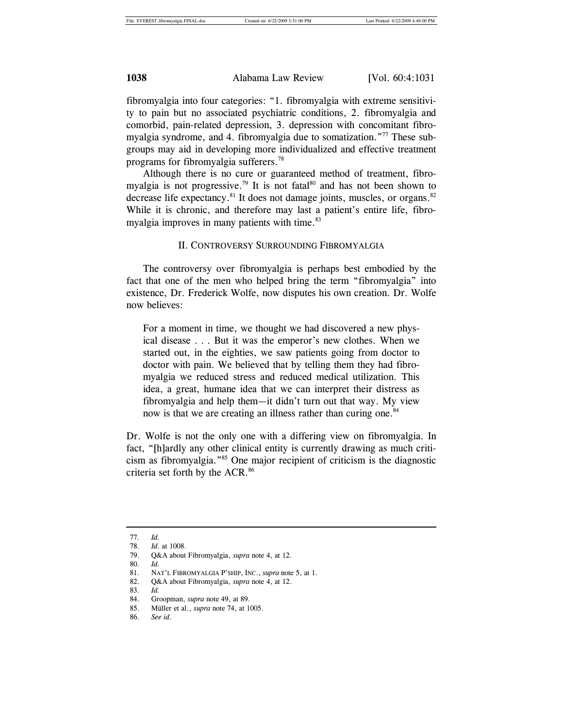fibromyalgia into four categories: "1. fibromyalgia with extreme sensitivity to pain but no associated psychiatric conditions, 2. fibromyalgia and comorbid, pain-related depression, 3. depression with concomitant fibromyalgia syndrome, and 4. fibromyalgia due to somatization."[77] These subgroups may aid in developing more individualized and effective treatment programs for fibromyalgia sufferers.[78]

Although there is no cure or guaranteed method of treatment, fibromyalgia is not progressive.[79] It is not fatal[80] and has not been shown to decrease life expectancy.[81] It does not damage joints, muscles, or organs.[82] While it is chronic, and therefore may last a patient's entire life, fibromyalgia improves in many patients with time.[83]

## II. Controversy Surrounding Fibromyalgia

The controversy over fibromyalgia is perhaps best embodied by the fact that one of the men who helped bring the term "fibromyalgia" into existence, Dr. Frederick Wolfe, now disputes his own creation. Dr. Wolfe now believes:

> For a moment in time, we thought we had discovered a new physical disease . . . But it was the emperor's new clothes. When we started out, in the eighties, we saw patients going from doctor to doctor with pain. We believed that by telling them they had fibromyalgia we reduced stress and reduced medical utilization. This idea, a great, humane idea that we can interpret their distress as fibromyalgia and help them—it didn't turn out that way. My view now is that we are creating an illness rather than curing one.[84]

Dr. Wolfe is not the only one with a differing view on fibromyalgia. In fact, "[h]ardly any other clinical entity is currently drawing as much criticism as fibromyalgia."[85] One major recipient of criticism is the diagnostic criteria set forth by the ACR.[86]

---

77. *Id.*
78. *Id.* at 1008.
79. Q&A about Fibromyalgia, *supra* note 4, at 12.
80. *Id.*
81. Nat'l Fibromyalgia P'ship, Inc., *supra* note 5, at 1.
82. Q&A about Fibromyalgia, *supra* note 4, at 12.
83. *Id.*
84. Groopman, *supra* note 49, at 89.
85. Müller et al., *supra* note 74, at 1005.
86. *See id.*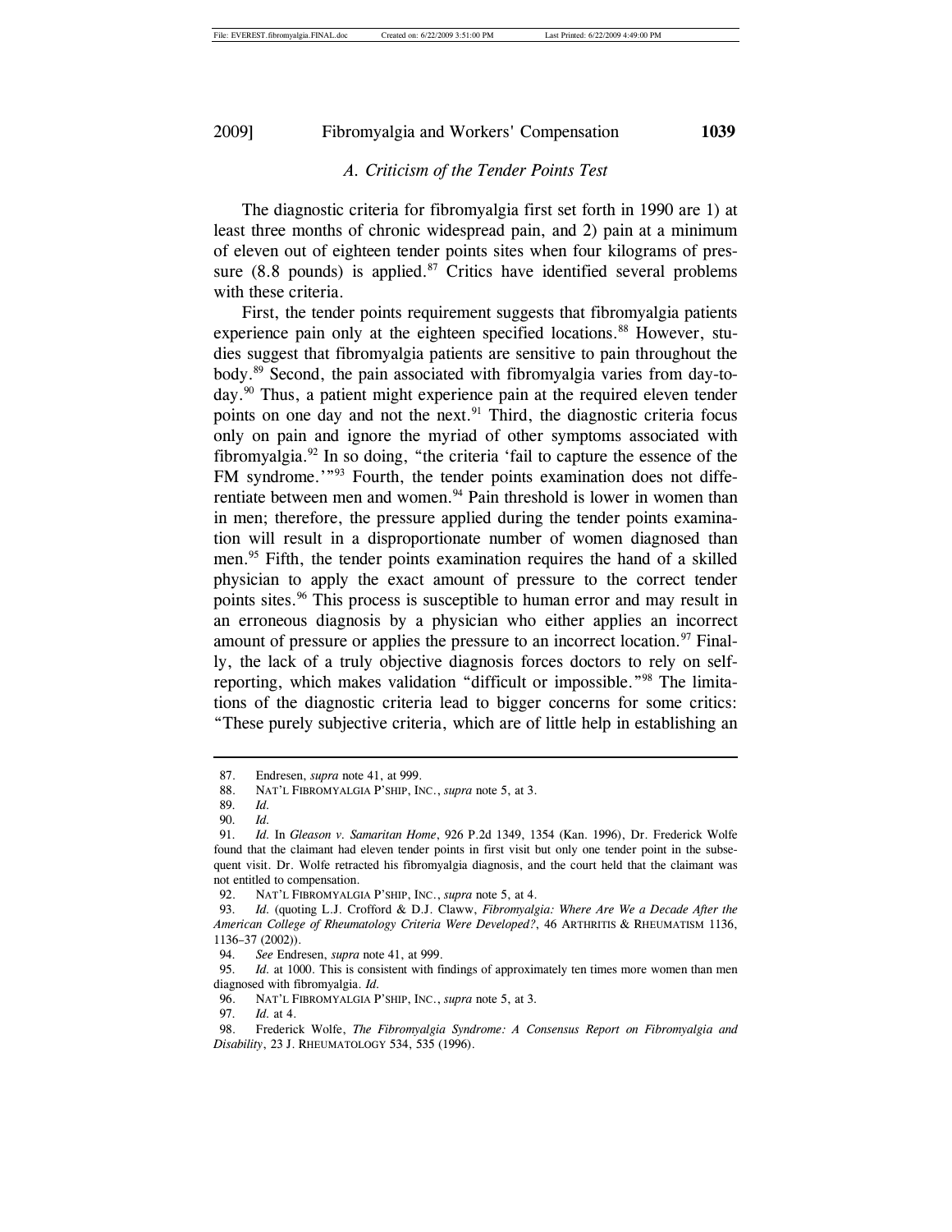### *A. Criticism of the Tender Points Test*

The diagnostic criteria for fibromyalgia first set forth in 1990 are 1) at least three months of chronic widespread pain, and 2) pain at a minimum of eleven out of eighteen tender points sites when four kilograms of pressure (8.8 pounds) is applied.[87] Critics have identified several problems with these criteria.

First, the tender points requirement suggests that fibromyalgia patients experience pain only at the eighteen specified locations.[88] However, studies suggest that fibromyalgia patients are sensitive to pain throughout the body.[89] Second, the pain associated with fibromyalgia varies from day-to-day.[90] Thus, a patient might experience pain at the required eleven tender points on one day and not the next.[91] Third, the diagnostic criteria focus only on pain and ignore the myriad of other symptoms associated with fibromyalgia.[92] In so doing, "the criteria 'fail to capture the essence of the FM syndrome.'"[93] Fourth, the tender points examination does not differentiate between men and women.[94] Pain threshold is lower in women than in men; therefore, the pressure applied during the tender points examination will result in a disproportionate number of women diagnosed than men.[95] Fifth, the tender points examination requires the hand of a skilled physician to apply the exact amount of pressure to the correct tender points sites.[96] This process is susceptible to human error and may result in an erroneous diagnosis by a physician who either applies an incorrect amount of pressure or applies the pressure to an incorrect location.[97] Finally, the lack of a truly objective diagnosis forces doctors to rely on self-reporting, which makes validation "difficult or impossible."[98] The limitations of the diagnostic criteria lead to bigger concerns for some critics: "These purely subjective criteria, which are of little help in establishing an

---

87. Endresen, *supra* note 41, at 999.
88. NAT'L FIBROMYALGIA P'SHIP, INC., *supra* note 5, at 3.
89. *Id.*
90. *Id.*
91. *Id.* In *Gleason v. Samaritan Home*, 926 P.2d 1349, 1354 (Kan. 1996), Dr. Frederick Wolfe found that the claimant had eleven tender points in first visit but only one tender point in the subsequent visit. Dr. Wolfe retracted his fibromyalgia diagnosis, and the court held that the claimant was not entitled to compensation.
92. NAT'L FIBROMYALGIA P'SHIP, INC., *supra* note 5, at 4.
93. *Id.* (quoting L.J. Crofford & D.J. Claww, *Fibromyalgia: Where Are We a Decade After the American College of Rheumatology Criteria Were Developed?*, 46 ARTHRITIS & RHEUMATISM 1136, 1136–37 (2002)).
94. *See* Endresen, *supra* note 41, at 999.
95. *Id.* at 1000. This is consistent with findings of approximately ten times more women than men diagnosed with fibromyalgia. *Id.*
96. NAT'L FIBROMYALGIA P'SHIP, INC., *supra* note 5, at 3.
97. *Id.* at 4.
98. Frederick Wolfe, *The Fibromyalgia Syndrome: A Consensus Report on Fibromyalgia and Disability*, 23 J. RHEUMATOLOGY 534, 535 (1996).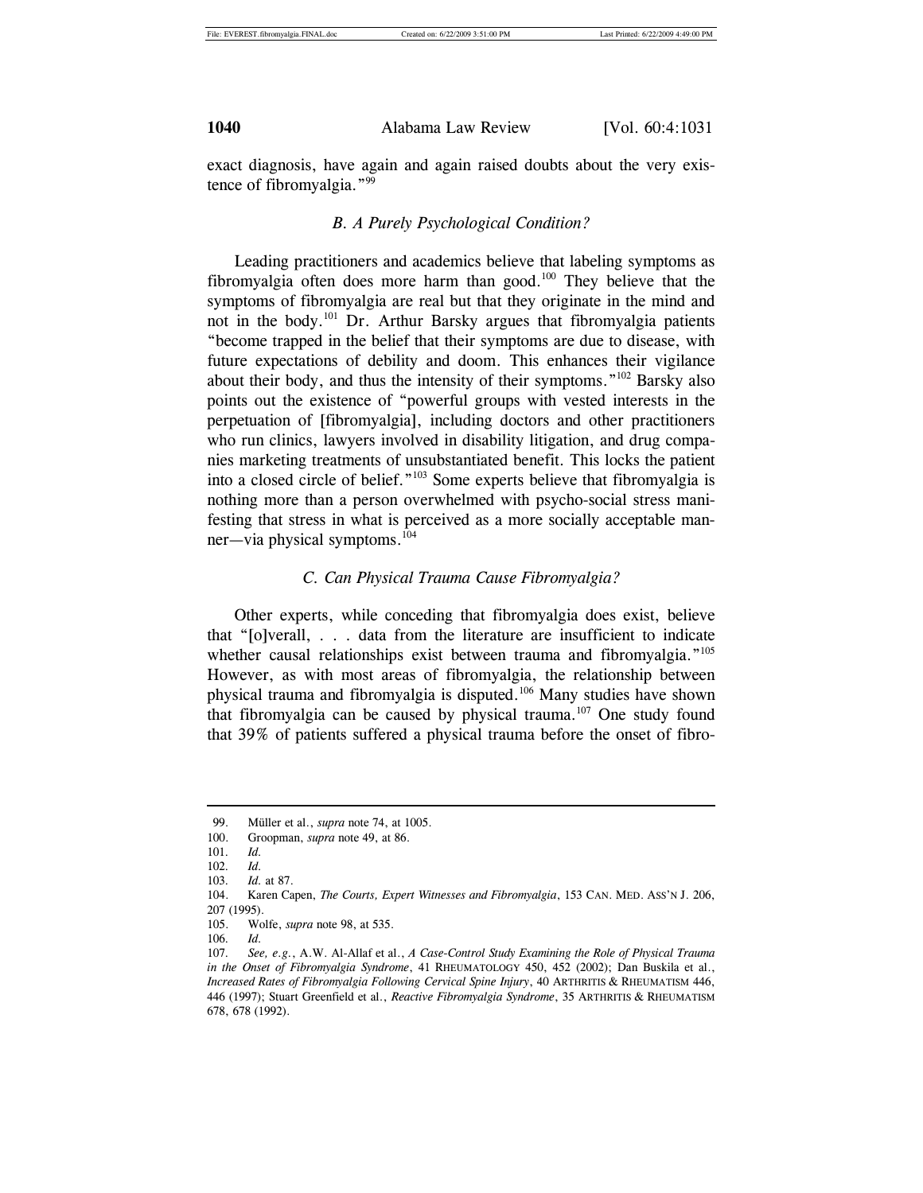exact diagnosis, have again and again raised doubts about the very existence of fibromyalgia."[99]

### *B. A Purely Psychological Condition?*

Leading practitioners and academics believe that labeling symptoms as fibromyalgia often does more harm than good.[100] They believe that the symptoms of fibromyalgia are real but that they originate in the mind and not in the body.[101] Dr. Arthur Barsky argues that fibromyalgia patients "become trapped in the belief that their symptoms are due to disease, with future expectations of debility and doom. This enhances their vigilance about their body, and thus the intensity of their symptoms."[102] Barsky also points out the existence of "powerful groups with vested interests in the perpetuation of [fibromyalgia], including doctors and other practitioners who run clinics, lawyers involved in disability litigation, and drug companies marketing treatments of unsubstantiated benefit. This locks the patient into a closed circle of belief."[103] Some experts believe that fibromyalgia is nothing more than a person overwhelmed with psycho-social stress manifesting that stress in what is perceived as a more socially acceptable manner—via physical symptoms.[104]

### *C. Can Physical Trauma Cause Fibromyalgia?*

Other experts, while conceding that fibromyalgia does exist, believe that "[o]verall, . . . data from the literature are insufficient to indicate whether causal relationships exist between trauma and fibromyalgia."[105] However, as with most areas of fibromyalgia, the relationship between physical trauma and fibromyalgia is disputed.[106] Many studies have shown that fibromyalgia can be caused by physical trauma.[107] One study found that 39% of patients suffered a physical trauma before the onset of fibro-

---

99. Müller et al., *supra* note 74, at 1005.

100. Groopman, *supra* note 49, at 86.

101. *Id.*

102. *Id.*

103. *Id.* at 87.

104. Karen Capen, *The Courts, Expert Witnesses and Fibromyalgia*, 153 CAN. MED. ASS'N J. 206, 207 (1995).

105. Wolfe, *supra* note 98, at 535.

106. *Id.*

107. *See, e.g.*, A.W. Al-Allaf et al., *A Case-Control Study Examining the Role of Physical Trauma in the Onset of Fibromyalgia Syndrome*, 41 RHEUMATOLOGY 450, 452 (2002); Dan Buskila et al., *Increased Rates of Fibromyalgia Following Cervical Spine Injury*, 40 ARTHRITIS & RHEUMATISM 446, 446 (1997); Stuart Greenfield et al., *Reactive Fibromyalgia Syndrome*, 35 ARTHRITIS & RHEUMATISM 678, 678 (1992).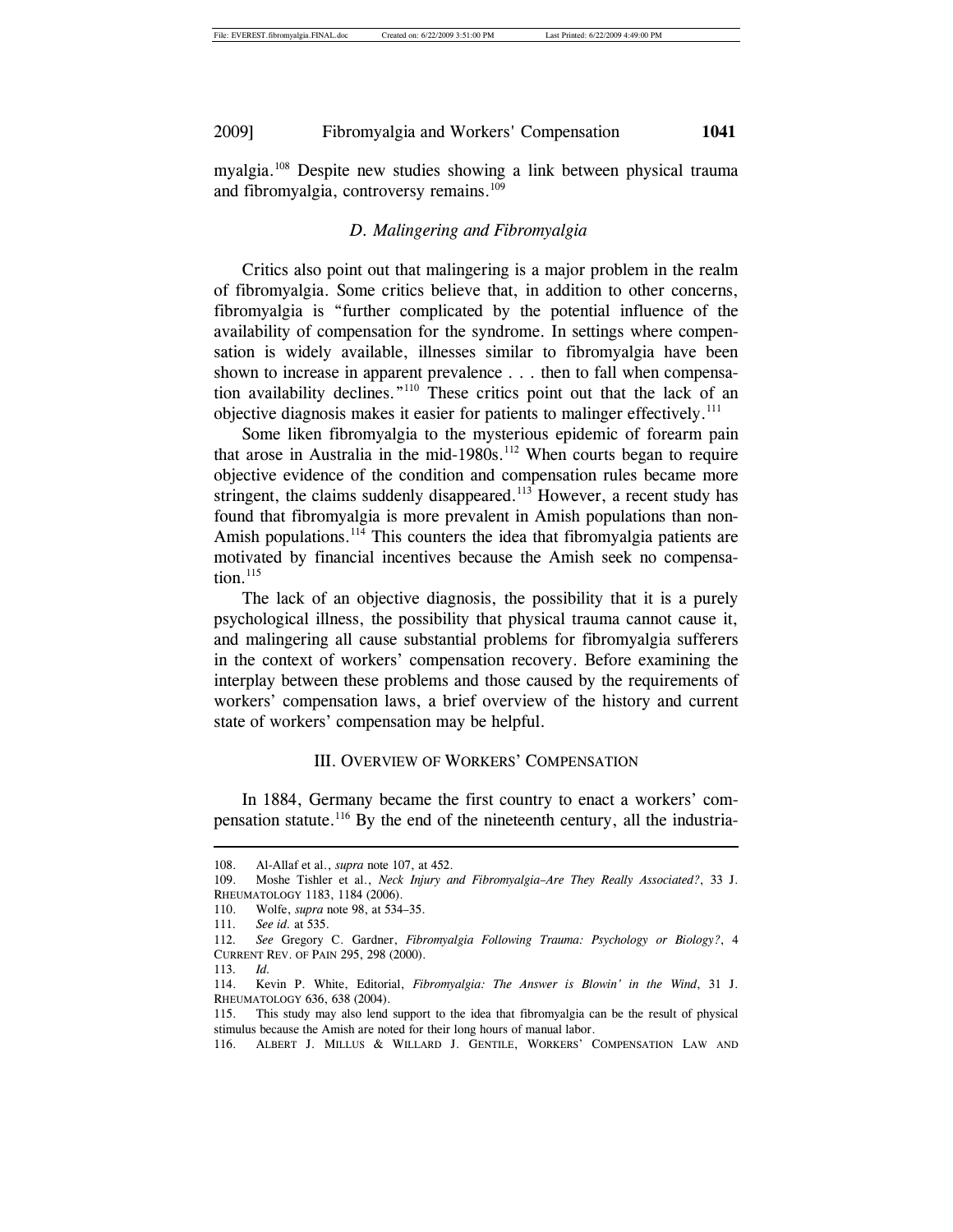myalgia.[108] Despite new studies showing a link between physical trauma and fibromyalgia, controversy remains.[109]

### *D. Malingering and Fibromyalgia*

Critics also point out that malingering is a major problem in the realm of fibromyalgia. Some critics believe that, in addition to other concerns, fibromyalgia is "further complicated by the potential influence of the availability of compensation for the syndrome. In settings where compensation is widely available, illnesses similar to fibromyalgia have been shown to increase in apparent prevalence . . . then to fall when compensation availability declines."[110] These critics point out that the lack of an objective diagnosis makes it easier for patients to malinger effectively.[111]

Some liken fibromyalgia to the mysterious epidemic of forearm pain that arose in Australia in the mid-1980s.[112] When courts began to require objective evidence of the condition and compensation rules became more stringent, the claims suddenly disappeared.[113] However, a recent study has found that fibromyalgia is more prevalent in Amish populations than non-Amish populations.[114] This counters the idea that fibromyalgia patients are motivated by financial incentives because the Amish seek no compensation.[115]

The lack of an objective diagnosis, the possibility that it is a purely psychological illness, the possibility that physical trauma cannot cause it, and malingering all cause substantial problems for fibromyalgia sufferers in the context of workers' compensation recovery. Before examining the interplay between these problems and those caused by the requirements of workers' compensation laws, a brief overview of the history and current state of workers' compensation may be helpful.

## III. OVERVIEW OF WORKERS' COMPENSATION

In 1884, Germany became the first country to enact a workers' compensation statute.[116] By the end of the nineteenth century, all the industria-

---

108. Al-Allaf et al., *supra* note 107, at 452.

109. Moshe Tishler et al., *Neck Injury and Fibromyalgia–Are They Really Associated?*, 33 J. RHEUMATOLOGY 1183, 1184 (2006).

110. Wolfe, *supra* note 98, at 534–35.

111. *See id.* at 535.

112. *See* Gregory C. Gardner, *Fibromyalgia Following Trauma: Psychology or Biology?*, 4 CURRENT REV. OF PAIN 295, 298 (2000).

113. *Id.*

114. Kevin P. White, Editorial, *Fibromyalgia: The Answer is Blowin' in the Wind*, 31 J. RHEUMATOLOGY 636, 638 (2004).

115. This study may also lend support to the idea that fibromyalgia can be the result of physical stimulus because the Amish are noted for their long hours of manual labor.

116. ALBERT J. MILLUS & WILLARD J. GENTILE, WORKERS' COMPENSATION LAW AND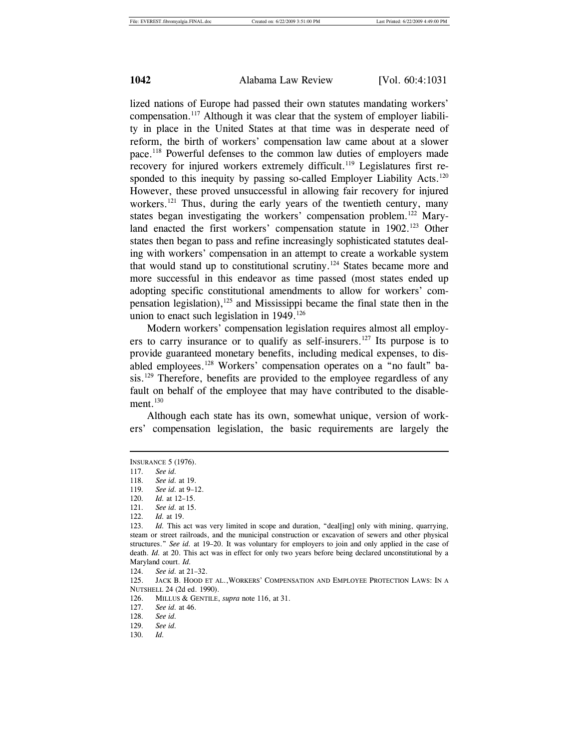lized nations of Europe had passed their own statutes mandating workers' compensation.[117] Although it was clear that the system of employer liability in place in the United States at that time was in desperate need of reform, the birth of workers' compensation law came about at a slower pace.[118] Powerful defenses to the common law duties of employers made recovery for injured workers extremely difficult.[119] Legislatures first responded to this inequity by passing so-called Employer Liability Acts.[120] However, these proved unsuccessful in allowing fair recovery for injured workers.[121] Thus, during the early years of the twentieth century, many states began investigating the workers' compensation problem.[122] Maryland enacted the first workers' compensation statute in 1902.[123] Other states then began to pass and refine increasingly sophisticated statutes dealing with workers' compensation in an attempt to create a workable system that would stand up to constitutional scrutiny.[124] States became more and more successful in this endeavor as time passed (most states ended up adopting specific constitutional amendments to allow for workers' compensation legislation),[125] and Mississippi became the final state then in the union to enact such legislation in 1949.[126]

Modern workers' compensation legislation requires almost all employers to carry insurance or to qualify as self-insurers.[127] Its purpose is to provide guaranteed monetary benefits, including medical expenses, to disabled employees.[128] Workers' compensation operates on a "no fault" basis.[129] Therefore, benefits are provided to the employee regardless of any fault on behalf of the employee that may have contributed to the disablement.[130]

Although each state has its own, somewhat unique, version of workers' compensation legislation, the basic requirements are largely the

---

INSURANCE 5 (1976).

117. *See id.*

118. *See id.* at 19.

119. *See id.* at 9–12.

120. *Id.* at 12–15.

121. *See id.* at 15.

122. *Id.* at 19.

123. *Id.* This act was very limited in scope and duration, "deal[ing] only with mining, quarrying, steam or street railroads, and the municipal construction or excavation of sewers and other physical structures." *See id.* at 19–20. It was voluntary for employers to join and only applied in the case of death. *Id.* at 20. This act was in effect for only two years before being declared unconstitutional by a Maryland court. *Id.*

124. *See id.* at 21–32.

125. JACK B. HOOD ET AL., WORKERS' COMPENSATION AND EMPLOYEE PROTECTION LAWS: IN A NUTSHELL 24 (2d ed. 1990).

126. MILLUS & GENTILE, *supra* note 116, at 31.

127. *See id.* at 46.

128. *See id.*

129. *See id.*

130. *Id.*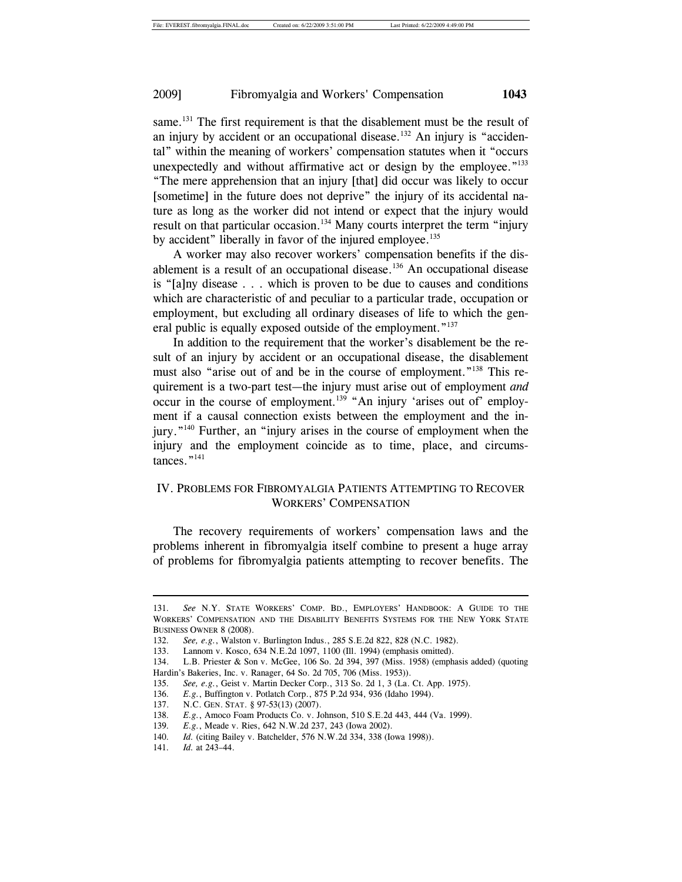same.[131] The first requirement is that the disablement must be the result of an injury by accident or an occupational disease.[132] An injury is "accidental" within the meaning of workers' compensation statutes when it "occurs unexpectedly and without affirmative act or design by the employee."[133] "The mere apprehension that an injury [that] did occur was likely to occur [sometime] in the future does not deprive" the injury of its accidental nature as long as the worker did not intend or expect that the injury would result on that particular occasion.[134] Many courts interpret the term "injury by accident" liberally in favor of the injured employee.[135]

A worker may also recover workers' compensation benefits if the disablement is a result of an occupational disease.[136] An occupational disease is "[a]ny disease . . . which is proven to be due to causes and conditions which are characteristic of and peculiar to a particular trade, occupation or employment, but excluding all ordinary diseases of life to which the general public is equally exposed outside of the employment."[137]

In addition to the requirement that the worker's disablement be the result of an injury by accident or an occupational disease, the disablement must also "arise out of and be in the course of employment."[138] This requirement is a two-part test—the injury must arise out of employment *and* occur in the course of employment.[139] "An injury 'arises out of' employment if a causal connection exists between the employment and the injury."[140] Further, an "injury arises in the course of employment when the injury and the employment coincide as to time, place, and circumstances."[141]

## IV. Problems for Fibromyalgia Patients Attempting to Recover Workers' Compensation

The recovery requirements of workers' compensation laws and the problems inherent in fibromyalgia itself combine to present a huge array of problems for fibromyalgia patients attempting to recover benefits. The

---

131. *See* N.Y. State Workers' Comp. Bd., Employers' Handbook: A Guide to the Workers' Compensation and the Disability Benefits Systems for the New York State Business Owner 8 (2008).

132. *See, e.g.*, Walston v. Burlington Indus., 285 S.E.2d 822, 828 (N.C. 1982).

133. Lannom v. Kosco, 634 N.E.2d 1097, 1100 (Ill. 1994) (emphasis omitted).

134. L.B. Priester & Son v. McGee, 106 So. 2d 394, 397 (Miss. 1958) (emphasis added) (quoting Hardin's Bakeries, Inc. v. Ranager, 64 So. 2d 705, 706 (Miss. 1953)).

135. *See, e.g.*, Geist v. Martin Decker Corp., 313 So. 2d 1, 3 (La. Ct. App. 1975).

136. *E.g.*, Buffington v. Potlatch Corp., 875 P.2d 934, 936 (Idaho 1994).

137. N.C. Gen. Stat. § 97-53(13) (2007).

138. *E.g.*, Amoco Foam Products Co. v. Johnson, 510 S.E.2d 443, 444 (Va. 1999).

139. *E.g.*, Meade v. Ries, 642 N.W.2d 237, 243 (Iowa 2002).

140. *Id.* (citing Bailey v. Batchelder, 576 N.W.2d 334, 338 (Iowa 1998)).

141. *Id.* at 243–44.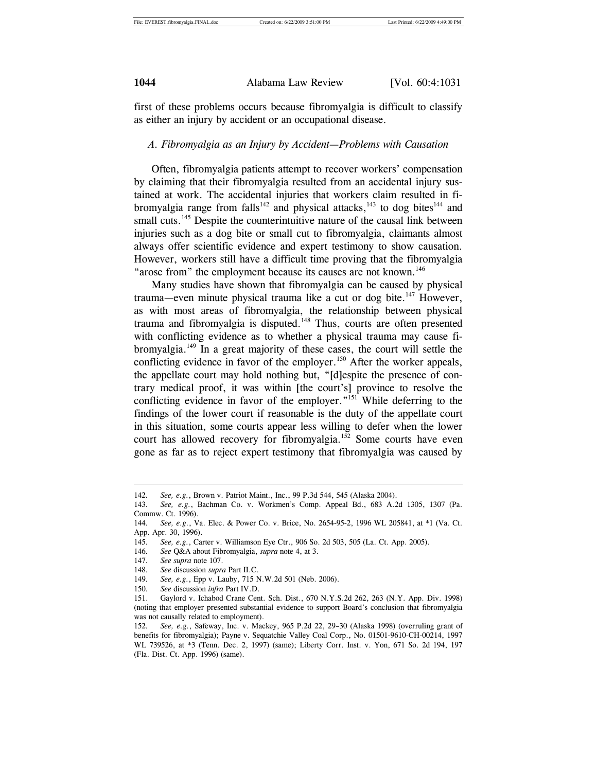first of these problems occurs because fibromyalgia is difficult to classify as either an injury by accident or an occupational disease.

### *A. Fibromyalgia as an Injury by Accident—Problems with Causation*

Often, fibromyalgia patients attempt to recover workers' compensation by claiming that their fibromyalgia resulted from an accidental injury sustained at work. The accidental injuries that workers claim resulted in fibromyalgia range from falls[142] and physical attacks,[143] to dog bites[144] and small cuts.[145] Despite the counterintuitive nature of the causal link between injuries such as a dog bite or small cut to fibromyalgia, claimants almost always offer scientific evidence and expert testimony to show causation. However, workers still have a difficult time proving that the fibromyalgia "arose from" the employment because its causes are not known.[146]

Many studies have shown that fibromyalgia can be caused by physical trauma—even minute physical trauma like a cut or dog bite.[147] However, as with most areas of fibromyalgia, the relationship between physical trauma and fibromyalgia is disputed.[148] Thus, courts are often presented with conflicting evidence as to whether a physical trauma may cause fibromyalgia.[149] In a great majority of these cases, the court will settle the conflicting evidence in favor of the employer.[150] After the worker appeals, the appellate court may hold nothing but, "[d]espite the presence of contrary medical proof, it was within [the court's] province to resolve the conflicting evidence in favor of the employer."[151] While deferring to the findings of the lower court if reasonable is the duty of the appellate court in this situation, some courts appear less willing to defer when the lower court has allowed recovery for fibromyalgia.[152] Some courts have even gone as far as to reject expert testimony that fibromyalgia was caused by

---

142. *See, e.g.*, Brown v. Patriot Maint., Inc., 99 P.3d 544, 545 (Alaska 2004).

143. *See, e.g.*, Bachman Co. v. Workmen's Comp. Appeal Bd., 683 A.2d 1305, 1307 (Pa. Commw. Ct. 1996).

144. *See, e.g.*, Va. Elec. & Power Co. v. Brice, No. 2654-95-2, 1996 WL 205841, at *1 (Va. Ct. App. Apr. 30, 1996).

145. *See, e.g.*, Carter v. Williamson Eye Ctr., 906 So. 2d 503, 505 (La. Ct. App. 2005).

146. *See* Q&A about Fibromyalgia, *supra* note 4, at 3.

147. *See supra* note 107.

148. *See* discussion *supra* Part II.C.

149. *See, e.g.*, Epp v. Lauby, 715 N.W.2d 501 (Neb. 2006).

150. *See* discussion *infra* Part IV.D.

151. Gaylord v. Ichabod Crane Cent. Sch. Dist., 670 N.Y.S.2d 262, 263 (N.Y. App. Div. 1998) (noting that employer presented substantial evidence to support Board's conclusion that fibromyalgia was not causally related to employment).

152. *See, e.g.*, Safeway, Inc. v. Mackey, 965 P.2d 22, 29–30 (Alaska 1998) (overruling grant of benefits for fibromyalgia); Payne v. Sequatchie Valley Coal Corp., No. 01501-9610-CH-00214, 1997 WL 739526, at *3 (Tenn. Dec. 2, 1997) (same); Liberty Corr. Inst. v. Yon, 671 So. 2d 194, 197 (Fla. Dist. Ct. App. 1996) (same).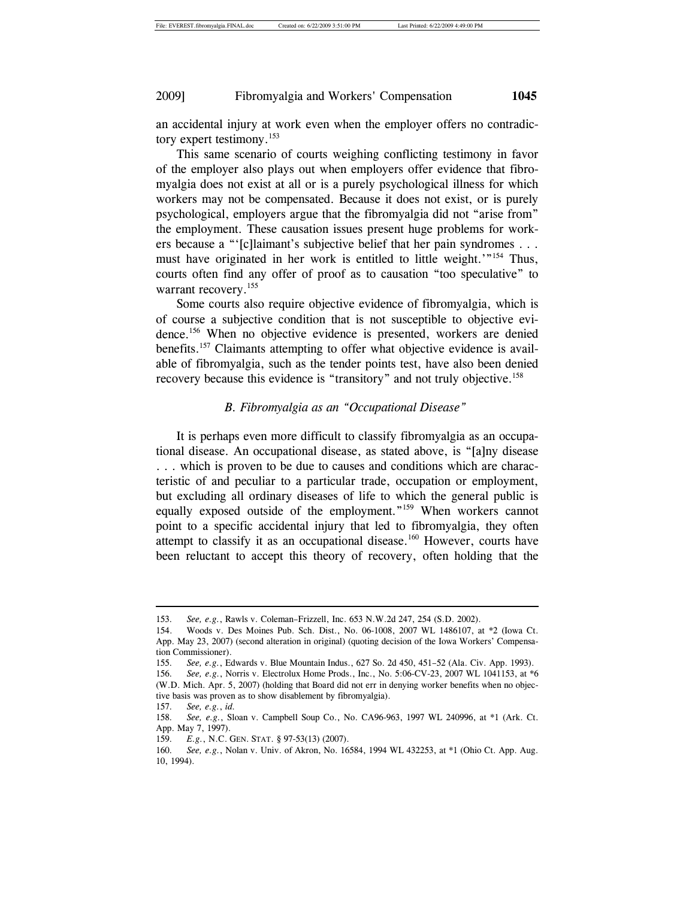an accidental injury at work even when the employer offers no contradictory expert testimony.[153]

This same scenario of courts weighing conflicting testimony in favor of the employer also plays out when employers offer evidence that fibromyalgia does not exist at all or is a purely psychological illness for which workers may not be compensated. Because it does not exist, or is purely psychological, employers argue that the fibromyalgia did not "arise from" the employment. These causation issues present huge problems for workers because a "'[c]laimant's subjective belief that her pain syndromes . . . must have originated in her work is entitled to little weight.'"[154] Thus, courts often find any offer of proof as to causation "too speculative" to warrant recovery.[155]

Some courts also require objective evidence of fibromyalgia, which is of course a subjective condition that is not susceptible to objective evidence.[156] When no objective evidence is presented, workers are denied benefits.[157] Claimants attempting to offer what objective evidence is available of fibromyalgia, such as the tender points test, have also been denied recovery because this evidence is "transitory" and not truly objective.[158]

### *B. Fibromyalgia as an "Occupational Disease"*

It is perhaps even more difficult to classify fibromyalgia as an occupational disease. An occupational disease, as stated above, is "[a]ny disease . . . which is proven to be due to causes and conditions which are characteristic of and peculiar to a particular trade, occupation or employment, but excluding all ordinary diseases of life to which the general public is equally exposed outside of the employment."[159] When workers cannot point to a specific accidental injury that led to fibromyalgia, they often attempt to classify it as an occupational disease.[160] However, courts have been reluctant to accept this theory of recovery, often holding that the

---

153. *See, e.g.*, Rawls v. Coleman–Frizzell, Inc. 653 N.W.2d 247, 254 (S.D. 2002).

154. Woods v. Des Moines Pub. Sch. Dist., No. 06-1008, 2007 WL 1486107, at *2 (Iowa Ct. App. May 23, 2007) (second alteration in original) (quoting decision of the Iowa Workers' Compensation Commissioner).

155. *See, e.g.*, Edwards v. Blue Mountain Indus., 627 So. 2d 450, 451–52 (Ala. Civ. App. 1993).

156. *See, e.g.*, Norris v. Electrolux Home Prods., Inc., No. 5:06-CV-23, 2007 WL 1041153, at *6 (W.D. Mich. Apr. 5, 2007) (holding that Board did not err in denying worker benefits when no objective basis was proven as to show disablement by fibromyalgia).

157. *See, e.g.*, *id.*

158. *See, e.g.*, Sloan v. Campbell Soup Co., No. CA96-963, 1997 WL 240996, at *1 (Ark. Ct. App. May 7, 1997).

159. *E.g.*, N.C. GEN. STAT. § 97-53(13) (2007).

160. *See, e.g.*, Nolan v. Univ. of Akron, No. 16584, 1994 WL 432253, at *1 (Ohio Ct. App. Aug. 10, 1994).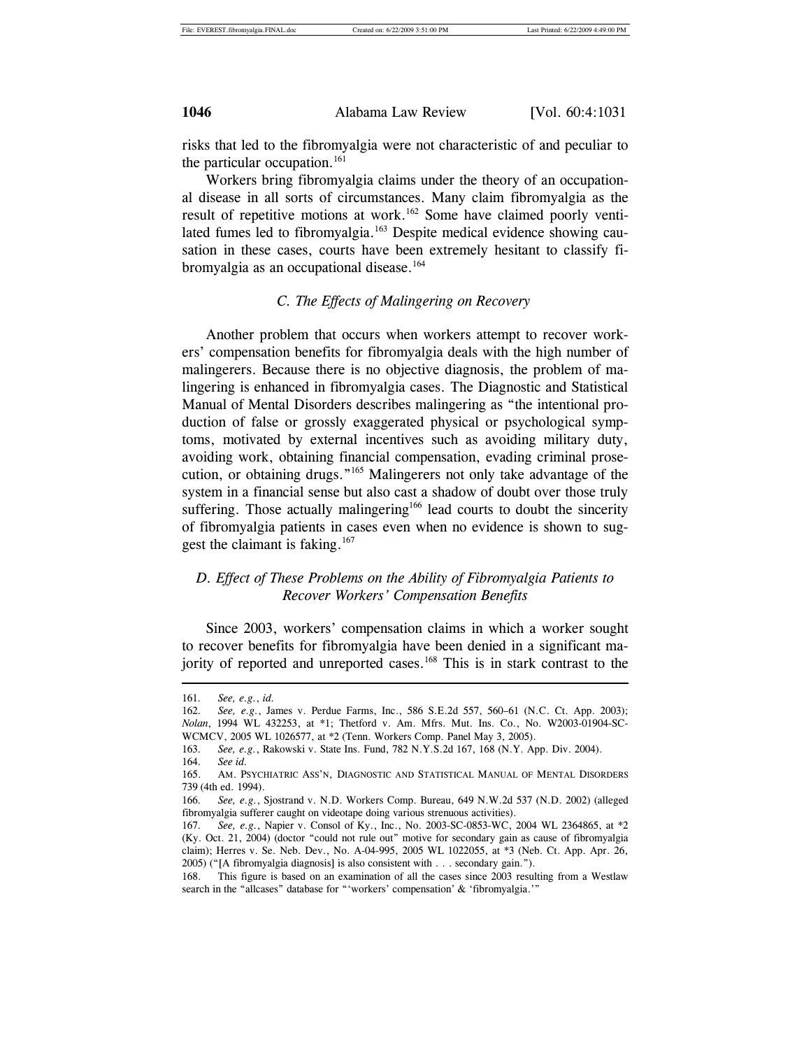risks that led to the fibromyalgia were not characteristic of and peculiar to the particular occupation.[161]

Workers bring fibromyalgia claims under the theory of an occupational disease in all sorts of circumstances. Many claim fibromyalgia as the result of repetitive motions at work.[162] Some have claimed poorly ventilated fumes led to fibromyalgia.[163] Despite medical evidence showing causation in these cases, courts have been extremely hesitant to classify fibromyalgia as an occupational disease.[164]

### *C. The Effects of Malingering on Recovery*

Another problem that occurs when workers attempt to recover workers' compensation benefits for fibromyalgia deals with the high number of malingerers. Because there is no objective diagnosis, the problem of malingering is enhanced in fibromyalgia cases. The Diagnostic and Statistical Manual of Mental Disorders describes malingering as "the intentional production of false or grossly exaggerated physical or psychological symptoms, motivated by external incentives such as avoiding military duty, avoiding work, obtaining financial compensation, evading criminal prosecution, or obtaining drugs."[165] Malingerers not only take advantage of the system in a financial sense but also cast a shadow of doubt over those truly suffering. Those actually malingering[166] lead courts to doubt the sincerity of fibromyalgia patients in cases even when no evidence is shown to suggest the claimant is faking.[167]

### *D. Effect of These Problems on the Ability of Fibromyalgia Patients to Recover Workers' Compensation Benefits*

Since 2003, workers' compensation claims in which a worker sought to recover benefits for fibromyalgia have been denied in a significant majority of reported and unreported cases.[168] This is in stark contrast to the

---

161. *See, e.g.*, *id.*

162. *See, e.g.*, James v. Perdue Farms, Inc., 586 S.E.2d 557, 560–61 (N.C. Ct. App. 2003); *Nolan*, 1994 WL 432253, at *1; Thetford v. Am. Mfrs. Mut. Ins. Co., No. W2003-01904-SC-WCMCV, 2005 WL 1026577, at *2 (Tenn. Workers Comp. Panel May 3, 2005).

163. *See, e.g.*, Rakowski v. State Ins. Fund, 782 N.Y.S.2d 167, 168 (N.Y. App. Div. 2004).

164. *See id.*

165. AM. PSYCHIATRIC ASS'N, DIAGNOSTIC AND STATISTICAL MANUAL OF MENTAL DISORDERS 739 (4th ed. 1994).

166. *See, e.g.*, Sjostrand v. N.D. Workers Comp. Bureau, 649 N.W.2d 537 (N.D. 2002) (alleged fibromyalgia sufferer caught on videotape doing various strenuous activities).

167. *See, e.g.*, Napier v. Consol of Ky., Inc., No. 2003-SC-0853-WC, 2004 WL 2364865, at *2 (Ky. Oct. 21, 2004) (doctor "could not rule out" motive for secondary gain as cause of fibromyalgia claim); Herres v. Se. Neb. Dev., No. A-04-995, 2005 WL 1022055, at *3 (Neb. Ct. App. Apr. 26, 2005) ("[A fibromyalgia diagnosis] is also consistent with . . . secondary gain.").

168. This figure is based on an examination of all the cases since 2003 resulting from a Westlaw search in the "allcases" database for "'workers' compensation' & 'fibromyalgia.'"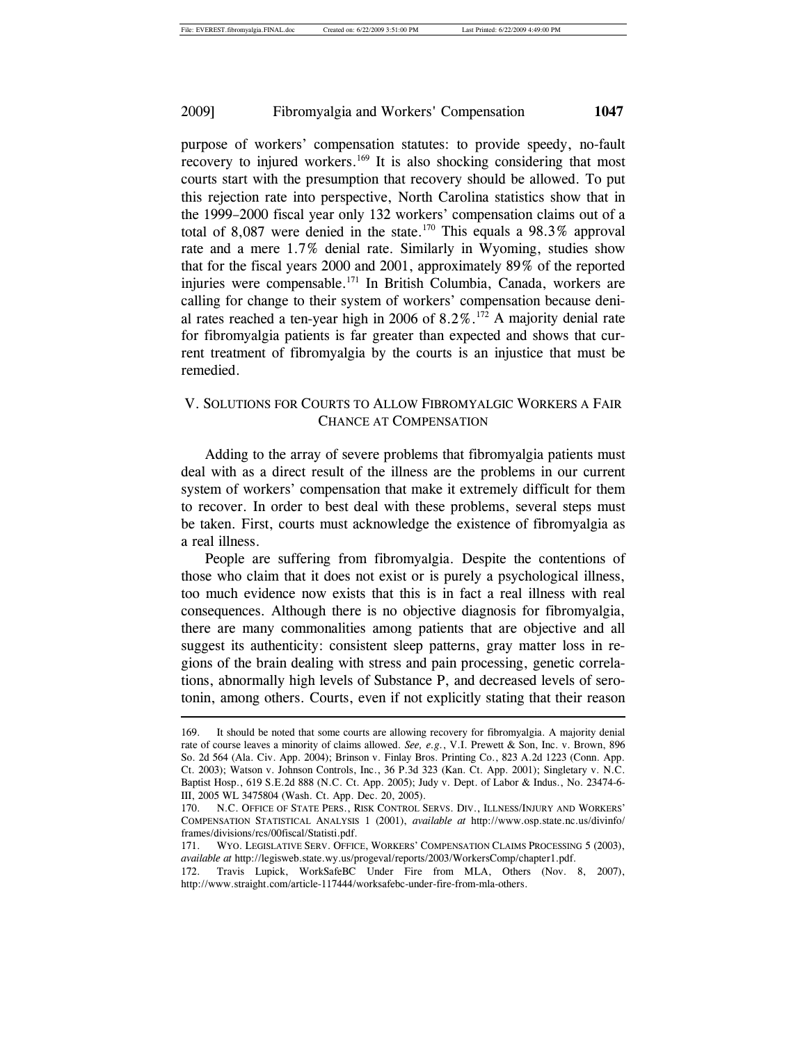purpose of workers' compensation statutes: to provide speedy, no-fault recovery to injured workers.[169] It is also shocking considering that most courts start with the presumption that recovery should be allowed. To put this rejection rate into perspective, North Carolina statistics show that in the 1999–2000 fiscal year only 132 workers' compensation claims out of a total of 8,087 were denied in the state.[170] This equals a 98.3% approval rate and a mere 1.7% denial rate. Similarly in Wyoming, studies show that for the fiscal years 2000 and 2001, approximately 89% of the reported injuries were compensable.[171] In British Columbia, Canada, workers are calling for change to their system of workers' compensation because denial rates reached a ten-year high in 2006 of 8.2%.[172] A majority denial rate for fibromyalgia patients is far greater than expected and shows that current treatment of fibromyalgia by the courts is an injustice that must be remedied.

## V. SOLUTIONS FOR COURTS TO ALLOW FIBROMYALGIC WORKERS A FAIR CHANCE AT COMPENSATION

Adding to the array of severe problems that fibromyalgia patients must deal with as a direct result of the illness are the problems in our current system of workers' compensation that make it extremely difficult for them to recover. In order to best deal with these problems, several steps must be taken. First, courts must acknowledge the existence of fibromyalgia as a real illness.

People are suffering from fibromyalgia. Despite the contentions of those who claim that it does not exist or is purely a psychological illness, too much evidence now exists that this is in fact a real illness with real consequences. Although there is no objective diagnosis for fibromyalgia, there are many commonalities among patients that are objective and all suggest its authenticity: consistent sleep patterns, gray matter loss in regions of the brain dealing with stress and pain processing, genetic correlations, abnormally high levels of Substance P, and decreased levels of serotonin, among others. Courts, even if not explicitly stating that their reason

---

169. It should be noted that some courts are allowing recovery for fibromyalgia. A majority denial rate of course leaves a minority of claims allowed. *See, e.g.*, V.I. Prewett & Son, Inc. v. Brown, 896 So. 2d 564 (Ala. Civ. App. 2004); Brinson v. Finlay Bros. Printing Co., 823 A.2d 1223 (Conn. App. Ct. 2003); Watson v. Johnson Controls, Inc., 36 P.3d 323 (Kan. Ct. App. 2001); Singletary v. N.C. Baptist Hosp., 619 S.E.2d 888 (N.C. Ct. App. 2005); Judy v. Dept. of Labor & Indus., No. 23474-6-III, 2005 WL 3475804 (Wash. Ct. App. Dec. 20, 2005).

170. N.C. OFFICE OF STATE PERS., RISK CONTROL SERVS. DIV., ILLNESS/INJURY AND WORKERS' COMPENSATION STATISTICAL ANALYSIS 1 (2001), *available at* http://www.osp.state.nc.us/divinfo/frames/divisions/rcs/00fiscal/Statisti.pdf.

171. WYO. LEGISLATIVE SERV. OFFICE, WORKERS' COMPENSATION CLAIMS PROCESSING 5 (2003), *available at* http://legisweb.state.wy.us/progeval/reports/2003/WorkersComp/chapter1.pdf.

172. Travis Lupick, WorkSafeBC Under Fire from MLA, Others (Nov. 8, 2007), http://www.straight.com/article-117444/worksafebc-under-fire-from-mla-others.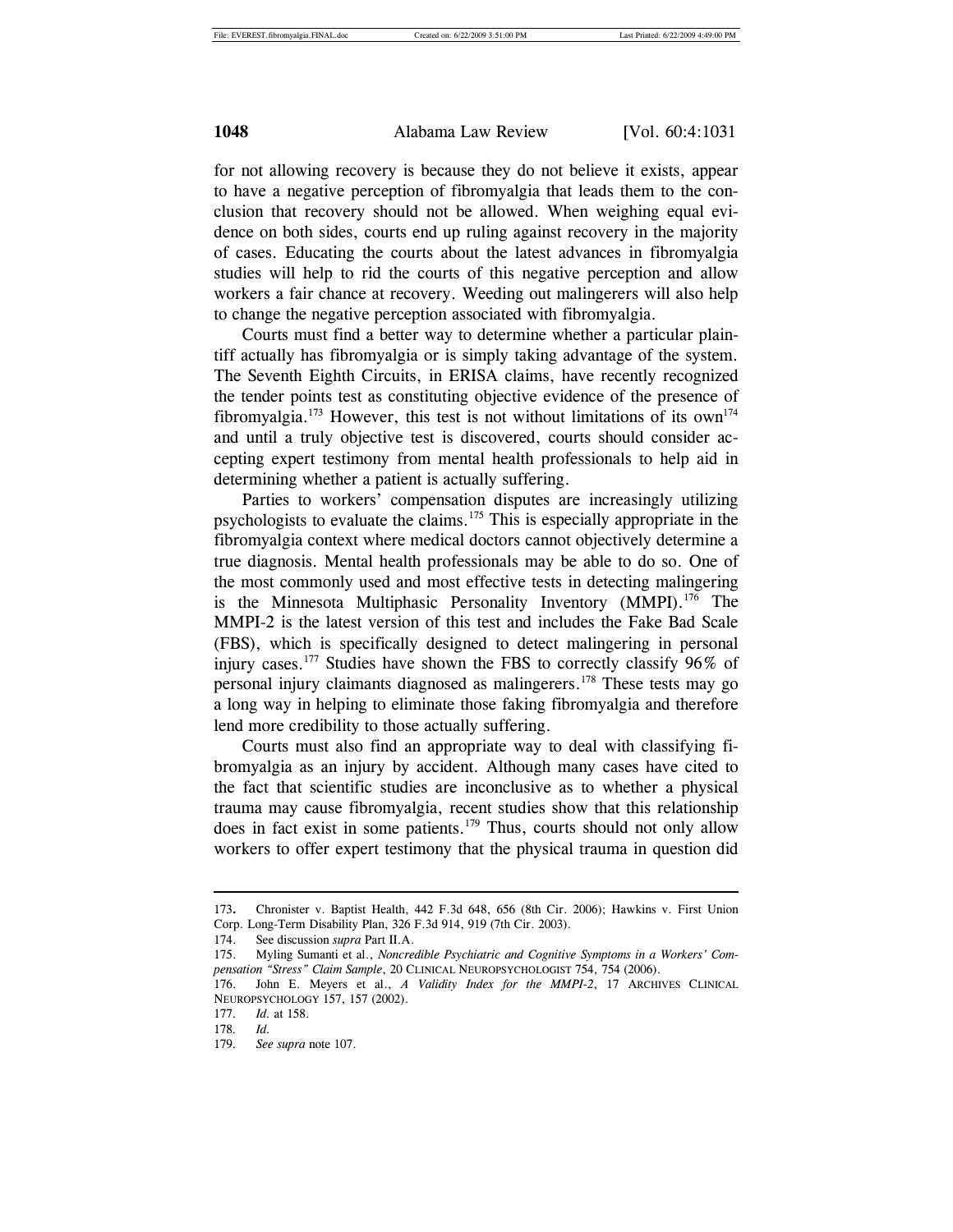for not allowing recovery is because they do not believe it exists, appear to have a negative perception of fibromyalgia that leads them to the conclusion that recovery should not be allowed. When weighing equal evidence on both sides, courts end up ruling against recovery in the majority of cases. Educating the courts about the latest advances in fibromyalgia studies will help to rid the courts of this negative perception and allow workers a fair chance at recovery. Weeding out malingerers will also help to change the negative perception associated with fibromyalgia.

Courts must find a better way to determine whether a particular plaintiff actually has fibromyalgia or is simply taking advantage of the system. The Seventh Eighth Circuits, in ERISA claims, have recently recognized the tender points test as constituting objective evidence of the presence of fibromyalgia.[173] However, this test is not without limitations of its own[174] and until a truly objective test is discovered, courts should consider accepting expert testimony from mental health professionals to help aid in determining whether a patient is actually suffering.

Parties to workers' compensation disputes are increasingly utilizing psychologists to evaluate the claims.[175] This is especially appropriate in the fibromyalgia context where medical doctors cannot objectively determine a true diagnosis. Mental health professionals may be able to do so. One of the most commonly used and most effective tests in detecting malingering is the Minnesota Multiphasic Personality Inventory (MMPI).[176] The MMPI-2 is the latest version of this test and includes the Fake Bad Scale (FBS), which is specifically designed to detect malingering in personal injury cases.[177] Studies have shown the FBS to correctly classify 96% of personal injury claimants diagnosed as malingerers.[178] These tests may go a long way in helping to eliminate those faking fibromyalgia and therefore lend more credibility to those actually suffering.

Courts must also find an appropriate way to deal with classifying fibromyalgia as an injury by accident. Although many cases have cited to the fact that scientific studies are inconclusive as to whether a physical trauma may cause fibromyalgia, recent studies show that this relationship does in fact exist in some patients.[179] Thus, courts should not only allow workers to offer expert testimony that the physical trauma in question did

---

173. Chronister v. Baptist Health, 442 F.3d 648, 656 (8th Cir. 2006); Hawkins v. First Union Corp. Long-Term Disability Plan, 326 F.3d 914, 919 (7th Cir. 2003).

174. See discussion *supra* Part II.A.

175. Myling Sumanti et al., *Noncredible Psychiatric and Cognitive Symptoms in a Workers' Compensation "Stress" Claim Sample*, 20 CLINICAL NEUROPSYCHOLOGIST 754, 754 (2006).

176. John E. Meyers et al., *A Validity Index for the MMPI-2*, 17 ARCHIVES CLINICAL NEUROPSYCHOLOGY 157, 157 (2002).

177. *Id.* at 158.

178. *Id.*

179. *See supra* note 107.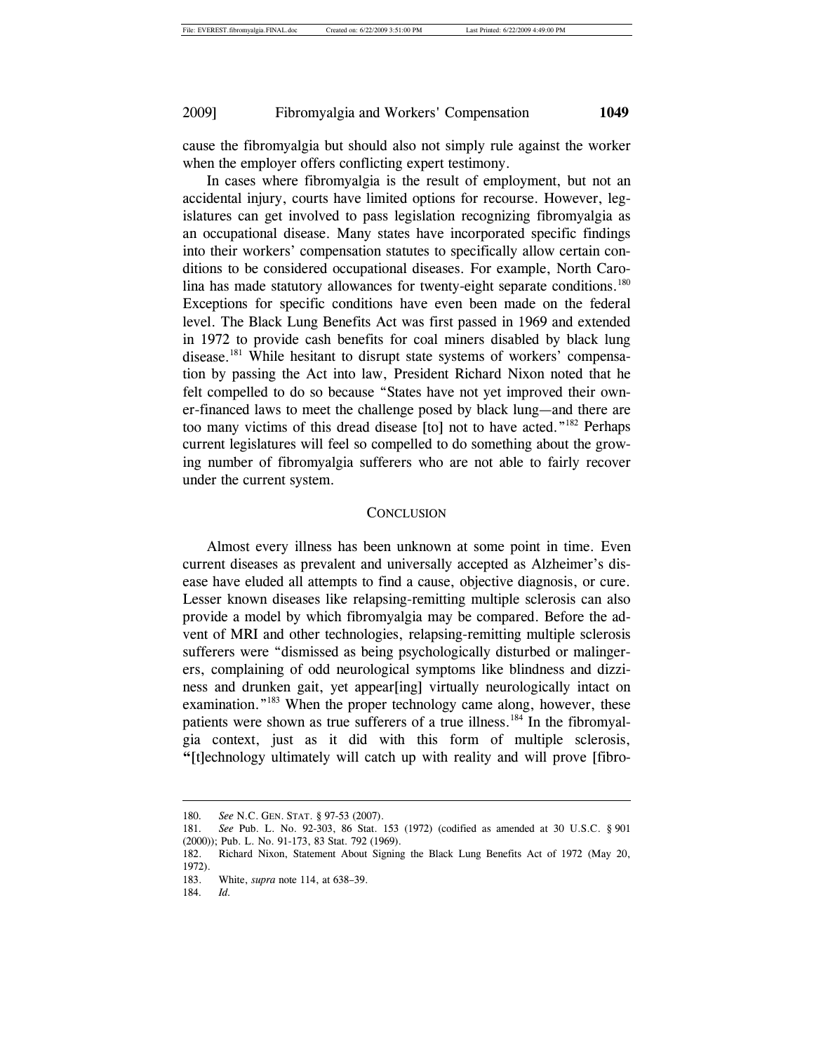cause the fibromyalgia but should also not simply rule against the worker when the employer offers conflicting expert testimony.

In cases where fibromyalgia is the result of employment, but not an accidental injury, courts have limited options for recourse. However, legislatures can get involved to pass legislation recognizing fibromyalgia as an occupational disease. Many states have incorporated specific findings into their workers' compensation statutes to specifically allow certain conditions to be considered occupational diseases. For example, North Carolina has made statutory allowances for twenty-eight separate conditions.[180] Exceptions for specific conditions have even been made on the federal level. The Black Lung Benefits Act was first passed in 1969 and extended in 1972 to provide cash benefits for coal miners disabled by black lung disease.[181] While hesitant to disrupt state systems of workers' compensation by passing the Act into law, President Richard Nixon noted that he felt compelled to do so because "States have not yet improved their owner-financed laws to meet the challenge posed by black lung—and there are too many victims of this dread disease [to] not to have acted."[182] Perhaps current legislatures will feel so compelled to do something about the growing number of fibromyalgia sufferers who are not able to fairly recover under the current system.

## CONCLUSION

Almost every illness has been unknown at some point in time. Even current diseases as prevalent and universally accepted as Alzheimer's disease have eluded all attempts to find a cause, objective diagnosis, or cure. Lesser known diseases like relapsing-remitting multiple sclerosis can also provide a model by which fibromyalgia may be compared. Before the advent of MRI and other technologies, relapsing-remitting multiple sclerosis sufferers were "dismissed as being psychologically disturbed or malingerers, complaining of odd neurological symptoms like blindness and dizziness and drunken gait, yet appear[ing] virtually neurologically intact on examination."[183] When the proper technology came along, however, these patients were shown as true sufferers of a true illness.[184] In the fibromyalgia context, just as it did with this form of multiple sclerosis, "[t]echnology ultimately will catch up with reality and will prove [fibro-

---

180. *See* N.C. GEN. STAT. § 97-53 (2007).

181. *See* Pub. L. No. 92-303, 86 Stat. 153 (1972) (codified as amended at 30 U.S.C. § 901 (2000)); Pub. L. No. 91-173, 83 Stat. 792 (1969).

182. Richard Nixon, Statement About Signing the Black Lung Benefits Act of 1972 (May 20, 1972).

183. White, *supra* note 114, at 638–39.

184. *Id.*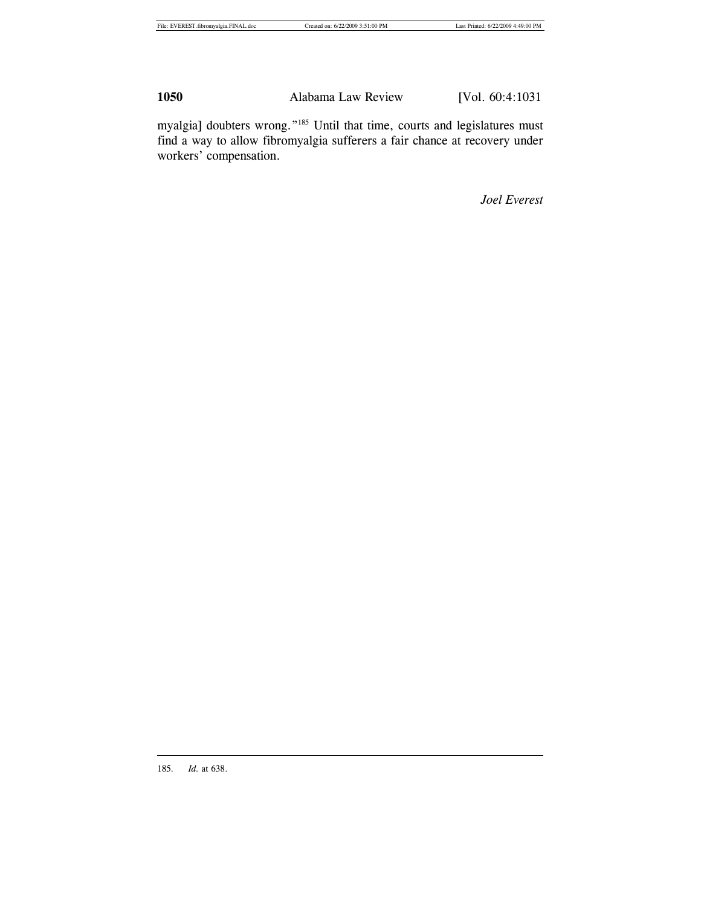myalgia] doubters wrong."[185] Until that time, courts and legislatures must find a way to allow fibromyalgia sufferers a fair chance at recovery under workers' compensation.

*Joel Everest*

---

185. *Id.* at 638.